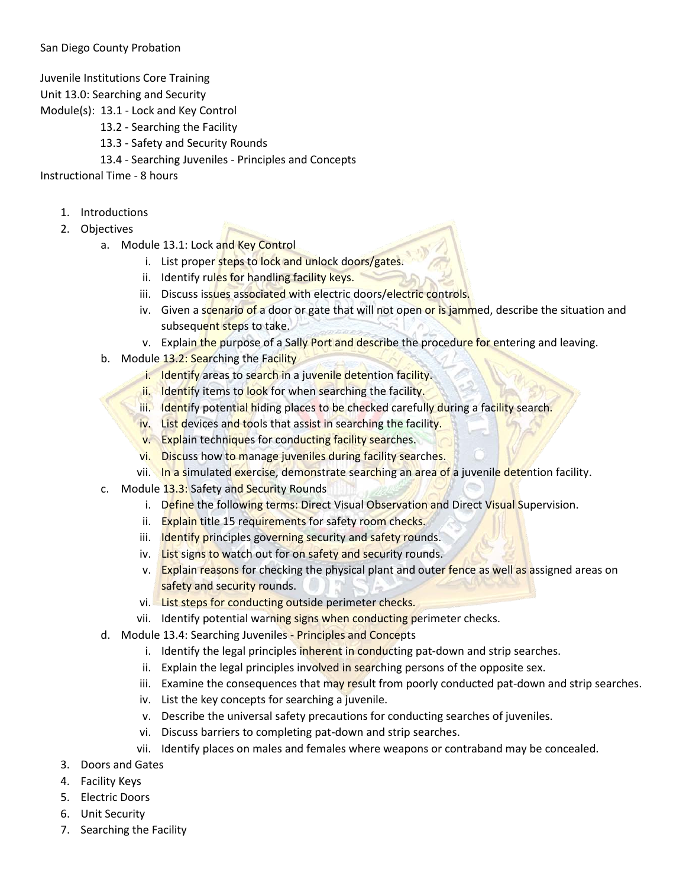San Diego County Probation

Juvenile Institutions Core Training
Unit 13.0: Searching and Security
Module(s): 13.1 - Lock and Key Control
13.2 - Searching the Facility
13.3 - Safety and Security Rounds
13.4 - Searching Juveniles - Principles and Concepts
Instructional Time - 8 hours

1. Introductions
2. Objectives
    a. Module 13.1: Lock and Key Control
        i. List proper steps to lock and unlock doors/gates.
        ii. Identify rules for handling facility keys.
        iii. Discuss issues associated with electric doors/electric controls.
        iv. Given a scenario of a door or gate that will not open or is jammed, describe the situation and subsequent steps to take.
        v. Explain the purpose of a Sally Port and describe the procedure for entering and leaving.
    b. Module 13.2: Searching the Facility
        i. Identify areas to search in a juvenile detention facility.
        ii. Identify items to look for when searching the facility.
        iii. Identify potential hiding places to be checked carefully during a facility search.
        iv. List devices and tools that assist in searching the facility.
        v. Explain techniques for conducting facility searches.
        vi. Discuss how to manage juveniles during facility searches.
        vii. In a simulated exercise, demonstrate searching an area of a juvenile detention facility.
    c. Module 13.3: Safety and Security Rounds
        i. Define the following terms: Direct Visual Observation and Direct Visual Supervision.
        ii. Explain title 15 requirements for safety room checks.
        iii. Identify principles governing security and safety rounds.
        iv. List signs to watch out for on safety and security rounds.
        v. Explain reasons for checking the physical plant and outer fence as well as assigned areas on safety and security rounds.
        vi. List steps for conducting outside perimeter checks.
        vii. Identify potential warning signs when conducting perimeter checks.
    d. Module 13.4: Searching Juveniles - Principles and Concepts
        i. Identify the legal principles inherent in conducting pat-down and strip searches.
        ii. Explain the legal principles involved in searching persons of the opposite sex.
        iii. Examine the consequences that may result from poorly conducted pat-down and strip searches.
        iv. List the key concepts for searching a juvenile.
        v. Describe the universal safety precautions for conducting searches of juveniles.
        vi. Discuss barriers to completing pat-down and strip searches.
        vii. Identify places on males and females where weapons or contraband may be concealed.
3. Doors and Gates
4. Facility Keys
5. Electric Doors
6. Unit Security
7. Searching the Facility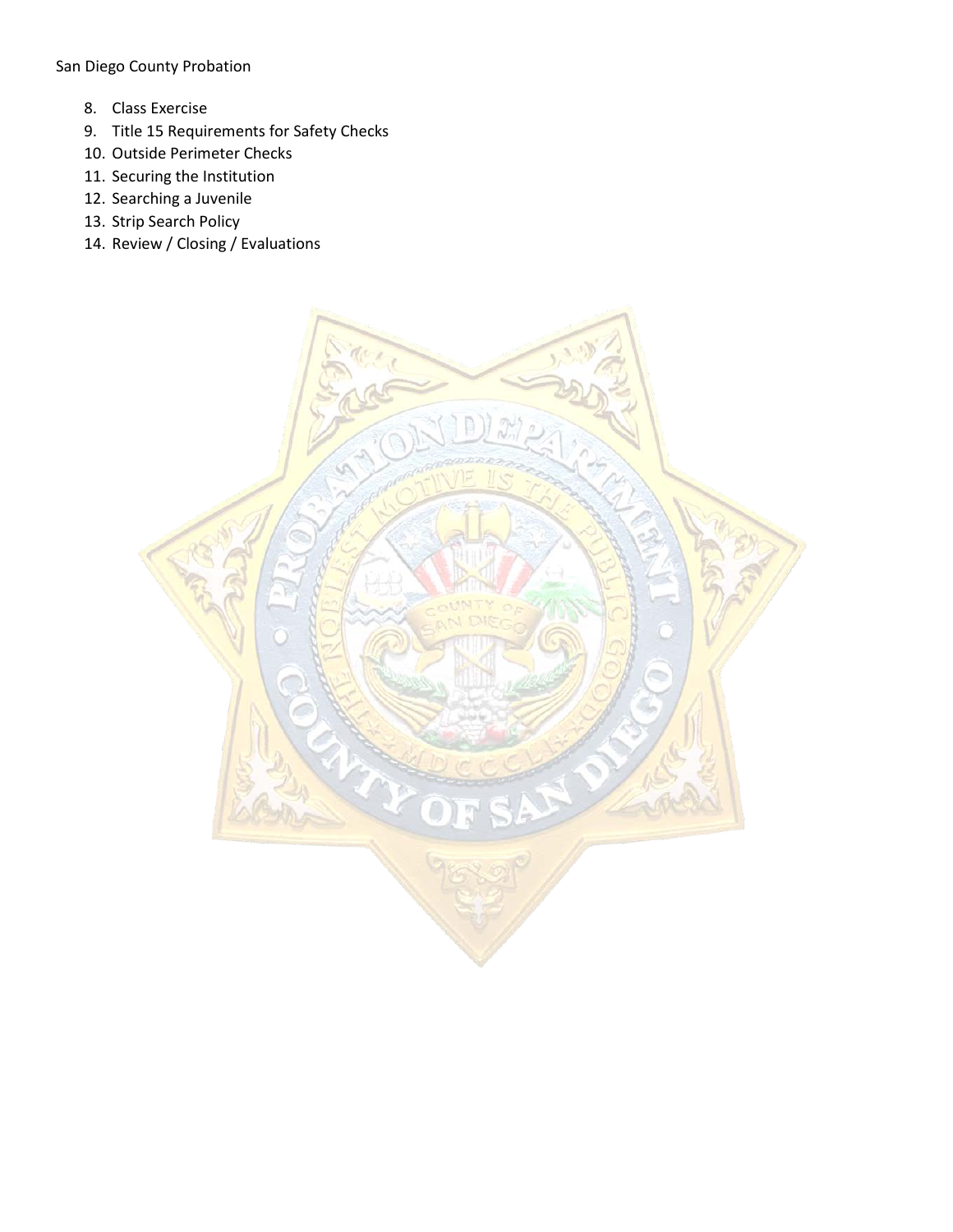8. Class Exercise
9. Title 15 Requirements for Safety Checks
10. Outside Perimeter Checks
11. Securing the Institution
12. Searching a Juvenile
13. Strip Search Policy
14. Review / Closing / Evaluations